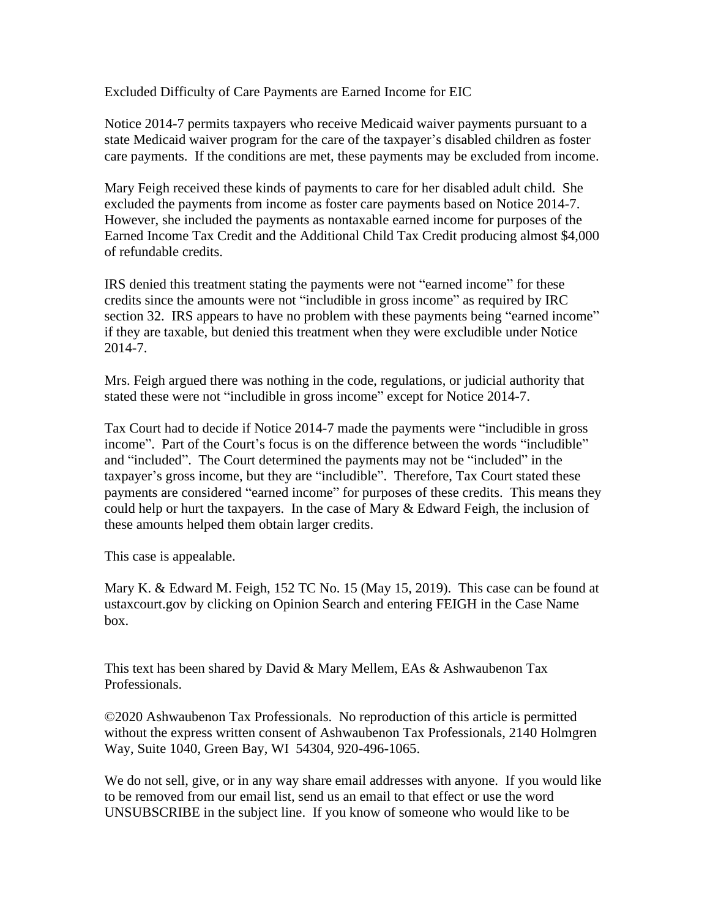# Excluded Difficulty of Care Payments are Earned Income for EIC

Notice 2014-7 permits taxpayers who receive Medicaid waiver payments pursuant to a state Medicaid waiver program for the care of the taxpayer's disabled children as foster care payments. If the conditions are met, these payments may be excluded from income.

Mary Feigh received these kinds of payments to care for her disabled adult child. She excluded the payments from income as foster care payments based on Notice 2014-7. However, she included the payments as nontaxable earned income for purposes of the Earned Income Tax Credit and the Additional Child Tax Credit producing almost $4,000 of refundable credits.

IRS denied this treatment stating the payments were not "earned income" for these credits since the amounts were not "includible in gross income" as required by IRC section 32. IRS appears to have no problem with these payments being "earned income" if they are taxable, but denied this treatment when they were excludible under Notice 2014-7.

Mrs. Feigh argued there was nothing in the code, regulations, or judicial authority that stated these were not "includible in gross income" except for Notice 2014-7.

Tax Court had to decide if Notice 2014-7 made the payments were "includible in gross income". Part of the Court's focus is on the difference between the words "includible" and "included". The Court determined the payments may not be "included" in the taxpayer's gross income, but they are "includible". Therefore, Tax Court stated these payments are considered "earned income" for purposes of these credits. This means they could help or hurt the taxpayers. In the case of Mary & Edward Feigh, the inclusion of these amounts helped them obtain larger credits.

This case is appealable.

Mary K. & Edward M. Feigh, 152 TC No. 15 (May 15, 2019). This case can be found at ustaxcourt.gov by clicking on Opinion Search and entering FEIGH in the Case Name box.

This text has been shared by David & Mary Mellem, EAs & Ashwaubenon Tax Professionals.

©2020 Ashwaubenon Tax Professionals. No reproduction of this article is permitted without the express written consent of Ashwaubenon Tax Professionals, 2140 Holmgren Way, Suite 1040, Green Bay, WI 54304, 920-496-1065.

We do not sell, give, or in any way share email addresses with anyone. If you would like to be removed from our email list, send us an email to that effect or use the word UNSUBSCRIBE in the subject line. If you know of someone who would like to be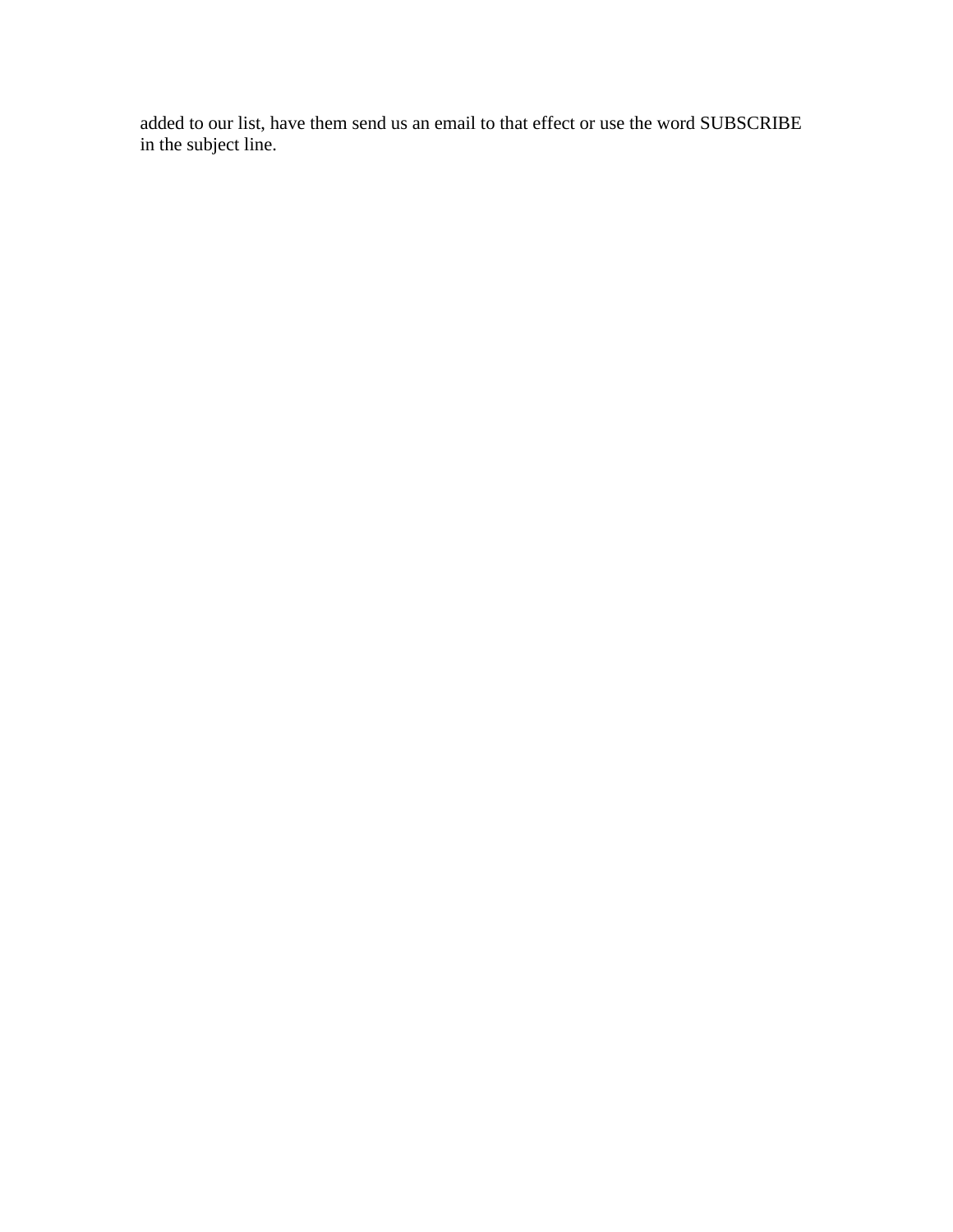added to our list, have them send us an email to that effect or use the word SUBSCRIBE in the subject line.